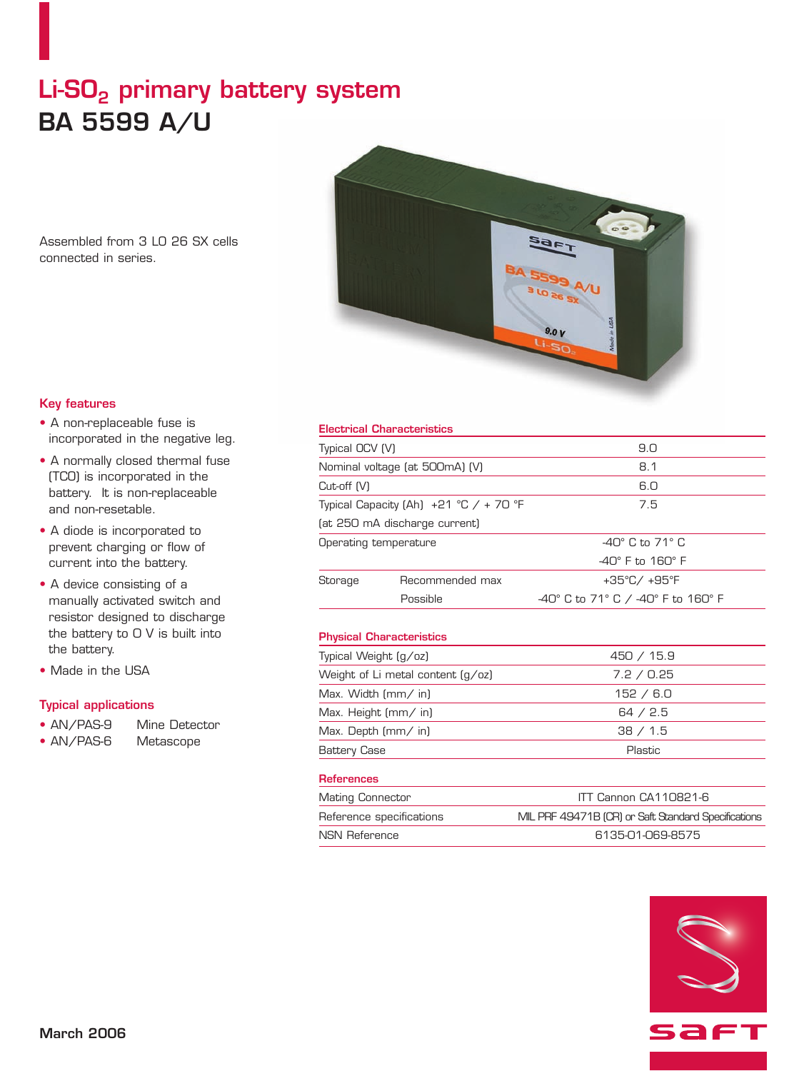# $Li\text{-}SO_2$ primary battery system

# BA 5599 A/U

Assembled from 3 LO 26 SX cells connected in series.

## Key features

- A non-replaceable fuse is incorporated in the negative leg.
- A normally closed thermal fuse (TCO) is incorporated in the battery. It is non-replaceable and non-resetable.
- A diode is incorporated to prevent charging or flow of current into the battery.
- A device consisting of a manually activated switch and resistor designed to discharge the battery to 0 V is built into the battery.
- Made in the USA

## Typical applications

- AN/PAS-9 Mine Detector
- AN/PAS-6 Metascope

## Electrical Characteristics

| | | |
|---|---|---|
| Typical OCV (V) | | 9.0 |
| Nominal voltage (at 500mA) (V) | | 8.1 |
| Cut-off (V) | | 6.0 |
| Typical Capacity (Ah) +21 °C / + 70 °F (at 250 mA discharge current) | | 7.5 |
| Operating temperature | | -40° C to 71° C<br>-40° F to 160° F |
| Storage | Recommended max | +35°C/ +95°F |
| | Possible | -40° C to 71° C / -40° F to 160° F |

## Physical Characteristics

| | |
|---|---|
| Typical Weight (g/oz) | 450 / 15.9 |
| Weight of Li metal content (g/oz) | 7.2 / 0.25 |
| Max. Width (mm/ in) | 152 / 6.0 |
| Max. Height (mm/ in) | 64 / 2.5 |
| Max. Depth (mm/ in) | 38 / 1.5 |
| Battery Case | Plastic |

## References

| | |
|---|---|
| Mating Connector | ITT Cannon CA110821-6 |
| Reference specifications | MIL PRF 49471B (CR) or Saft Standard Specifications |
| NSN Reference | 6135-01-069-8575 |

March 2006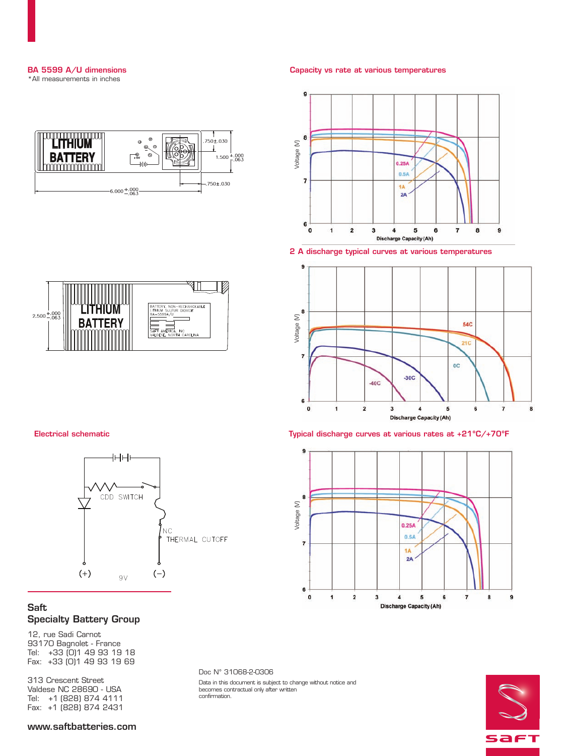## BA 5599 A/U dimensions

*All measurements in inches

LITHIUM BATTERY

.750±.030

1.500 +.000 −.063

.750±.030

6.000 +.000 −.063

2.500 +.000 −.063

LITHIUM BATTERY

BATTERY, NON-RECHARGEABLE
LITHIUM SULFUR DIOXIDE
BA-5599A/U

SAFT AMERICA, INC
VALDESE, NORTH CAROLINA

## Electrical schematic

CDD SWITCH

NC

THERMAL CUTOFF

(+)

9V

(−)

## Capacity vs rate at various temperatures

Voltage (V)

9
8
7
6

0 1 2 3 4 5 6 7 8 9

Discharge Capacity (Ah)

0.25A
0.5A
1A
2A

## 2 A discharge typical curves at various temperatures

Voltage (V)

9
8
7
6

0 1 2 3 4 5 6 7 8

Discharge Capacity (Ah)

54C
21C
0C
-30C
-40C

## Typical discharge curves at various rates at +21°C/+70°F

Voltage (V)

9
8
7
6

0 1 2 3 4 5 6 7 8 9

Discharge Capacity (Ah)

0.25A
0.5A
1A
2A

## Saft
## Specialty Battery Group

12, rue Sadi Carnot
93170 Bagnolet - France
Tel: +33 (0)1 49 93 19 18
Fax: +33 (0)1 49 93 19 69

313 Crescent Street
Valdese NC 28690 - USA
Tel: +1 (828) 874 4111
Fax: +1 (828) 874 2431

**www.saftbatteries.com**

Doc N° 31068-2-0306

Data in this document is subject to change without notice and becomes contractual only after written confirmation.

saft